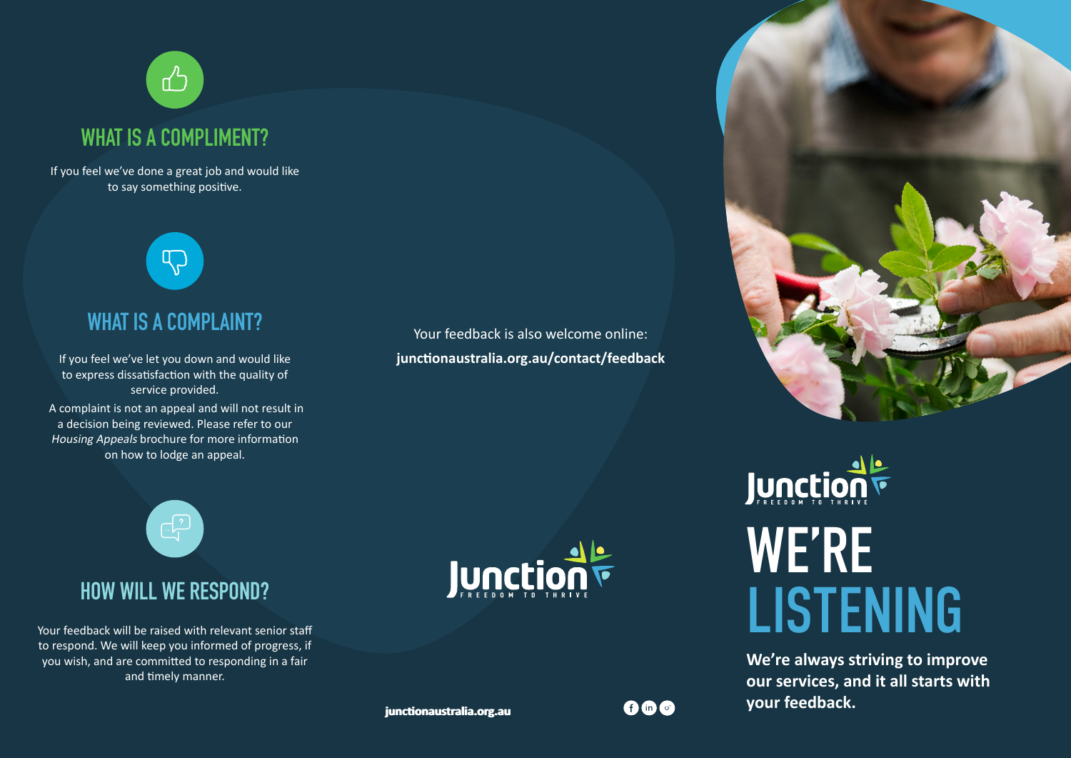## WHAT IS A COMPLIMENT?

If you feel we've done a great job and would like to say something positive.

## WHAT IS A COMPLAINT?

If you feel we've let you down and would like to express dissatisfaction with the quality of service provided.

A complaint is not an appeal and will not result in a decision being reviewed. Please refer to our *Housing Appeals* brochure for more information on how to lodge an appeal.

## HOW WILL WE RESPOND?

Your feedback will be raised with relevant senior staff to respond. We will keep you informed of progress, if you wish, and are committed to responding in a fair and timely manner.

Your feedback is also welcome online:

**junctionaustralia.org.au/contact/feedback**

Junction FREEDOM TO THRIVE

**junctionaustralia.org.au**

Junction FREEDOM TO THRIVE

# WE'RE LISTENING

**We're always striving to improve our services, and it all starts with your feedback.**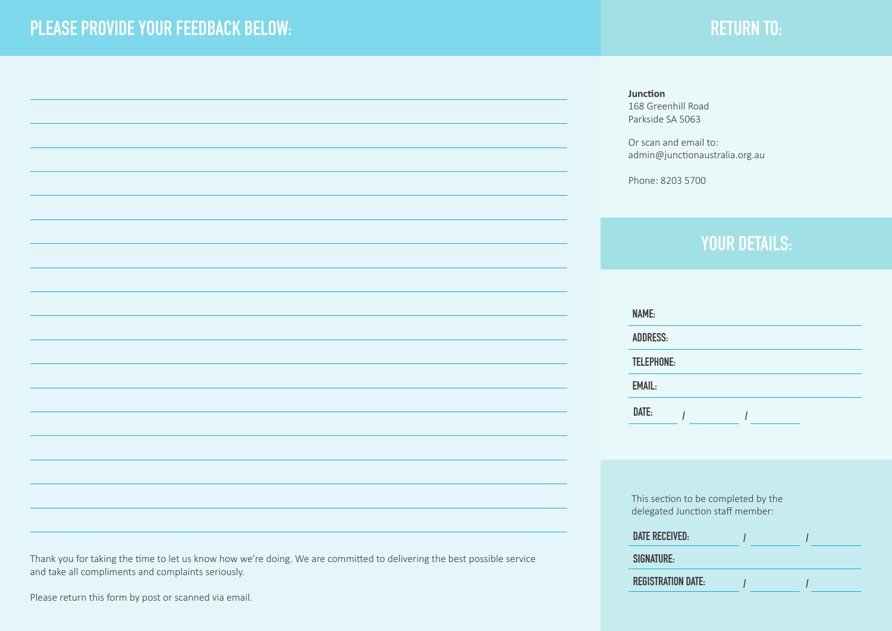## PLEASE PROVIDE YOUR FEEDBACK BELOW:

Thank you for taking the time to let us know how we're doing. We are committed to delivering the best possible service and take all compliments and complaints seriously.

Please return this form by post or scanned via email.

## RETURN TO:

**Junction**
168 Greenhill Road
Parkside SA 5063

Or scan and email to:
admin@junctionaustralia.org.au

Phone: 8203 5700

## YOUR DETAILS:

**NAME:**

**ADDRESS:**

**TELEPHONE:**

**EMAIL:**

**DATE:** / /

This section to be completed by the delegated Junction staff member:

**DATE RECEIVED:** / /

**SIGNATURE:**

**REGISTRATION DATE:** / /